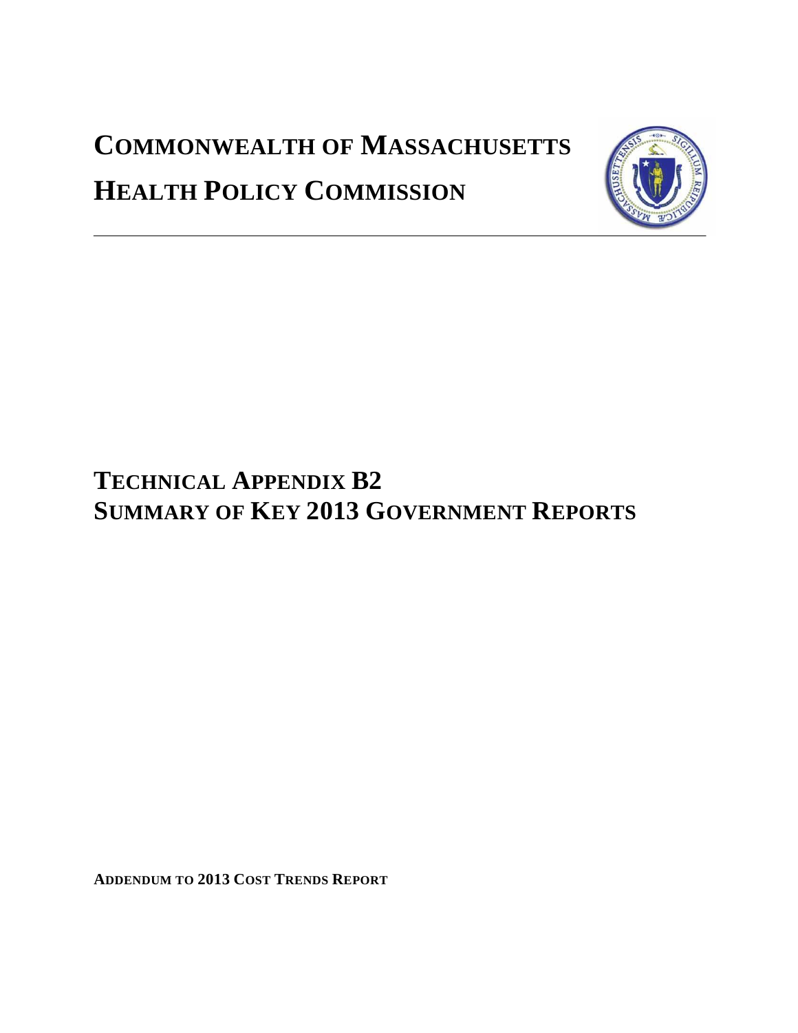# COMMONWEALTH OF MASSACHUSETTS

# HEALTH POLICY COMMISSION

## TECHNICAL APPENDIX B2
## SUMMARY OF KEY 2013 GOVERNMENT REPORTS

**ADDENDUM TO 2013 COST TRENDS REPORT**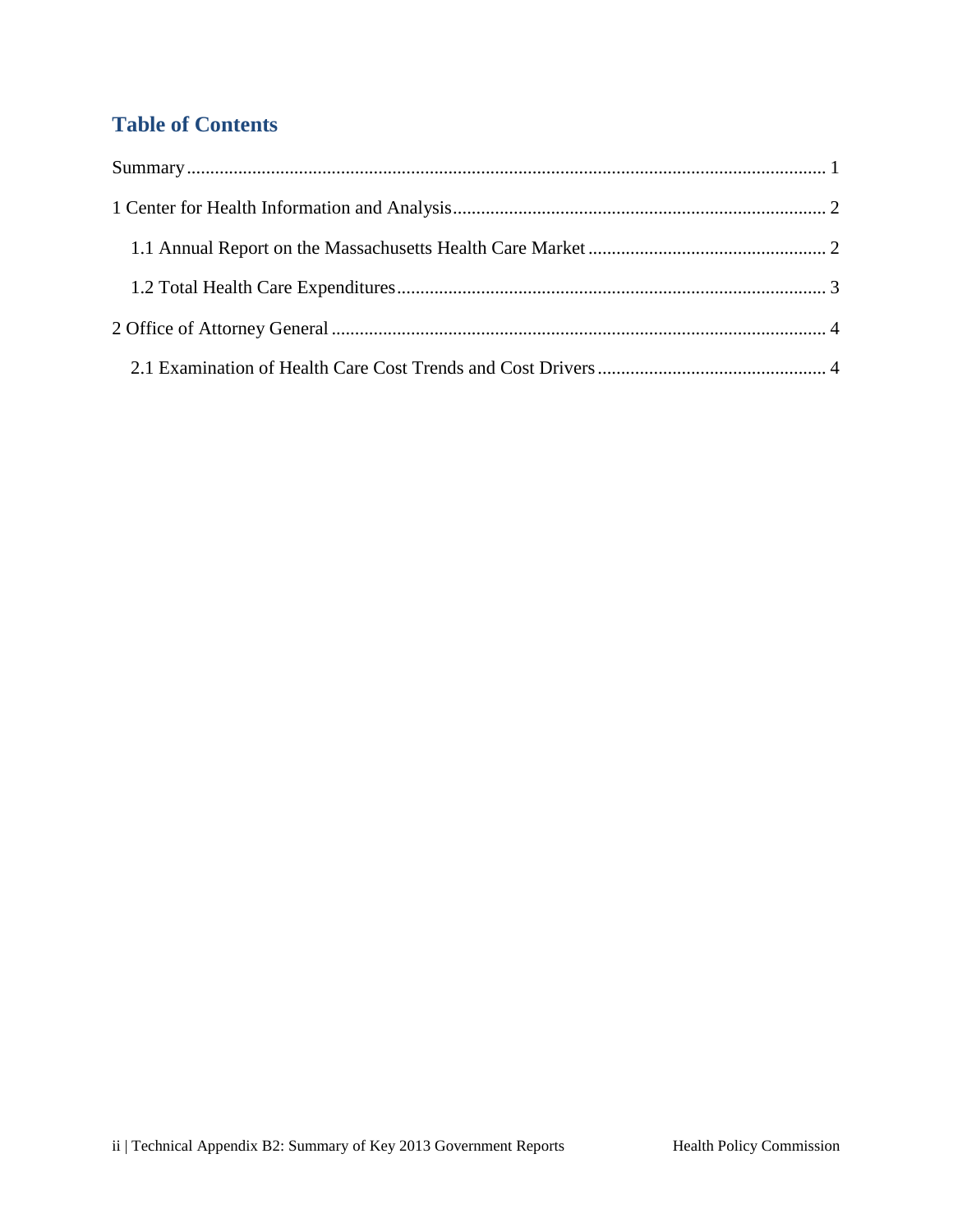## Table of Contents

Summary ........................................................................................................................................ 1

1 Center for Health Information and Analysis ............................................................................... 2

1.1 Annual Report on the Massachusetts Health Care Market ................................................... 2

1.2 Total Health Care Expenditures ............................................................................................ 3

2 Office of Attorney General .......................................................................................................... 4

2.1 Examination of Health Care Cost Trends and Cost Drivers ................................................. 4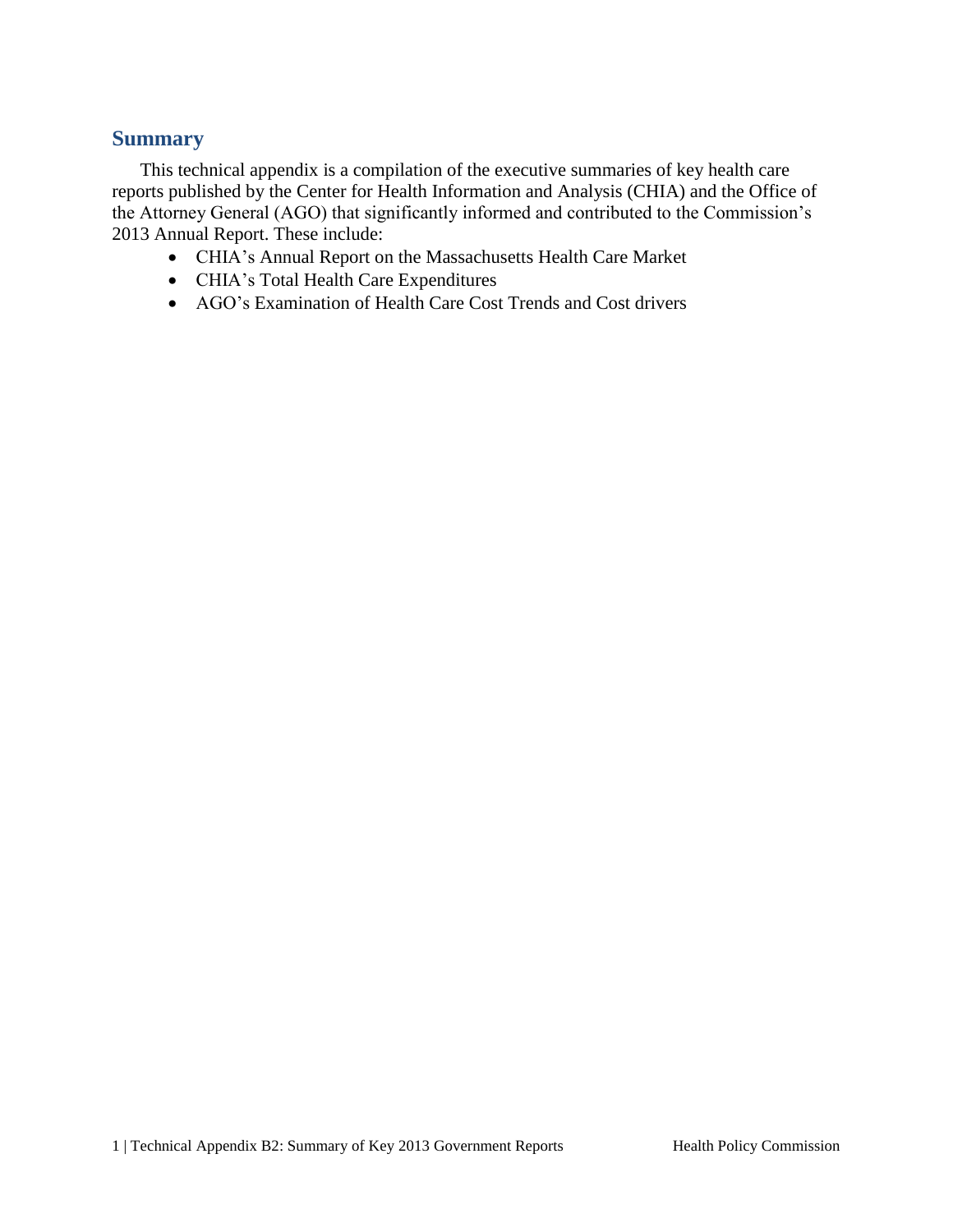## Summary

This technical appendix is a compilation of the executive summaries of key health care reports published by the Center for Health Information and Analysis (CHIA) and the Office of the Attorney General (AGO) that significantly informed and contributed to the Commission's 2013 Annual Report. These include:

- CHIA's Annual Report on the Massachusetts Health Care Market
- CHIA's Total Health Care Expenditures
- AGO's Examination of Health Care Cost Trends and Cost drivers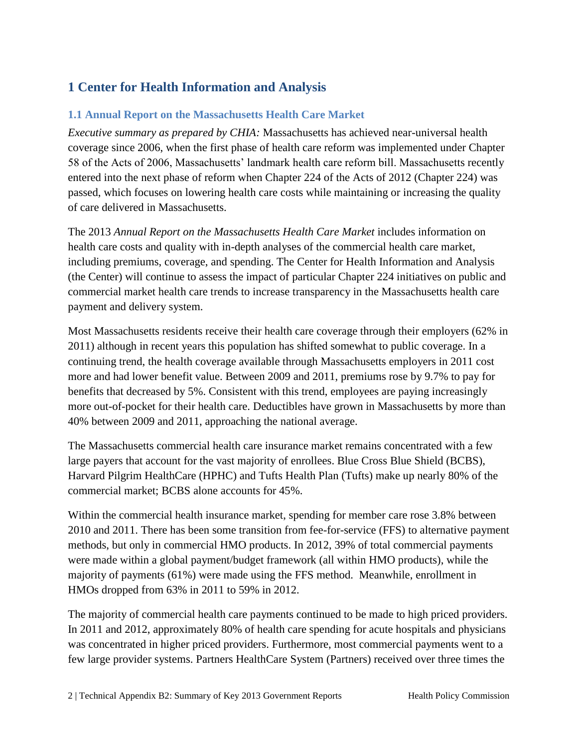# 1 Center for Health Information and Analysis

## 1.1 Annual Report on the Massachusetts Health Care Market

*Executive summary as prepared by CHIA:* Massachusetts has achieved near-universal health coverage since 2006, when the first phase of health care reform was implemented under Chapter 58 of the Acts of 2006, Massachusetts' landmark health care reform bill. Massachusetts recently entered into the next phase of reform when Chapter 224 of the Acts of 2012 (Chapter 224) was passed, which focuses on lowering health care costs while maintaining or increasing the quality of care delivered in Massachusetts.

The 2013 *Annual Report on the Massachusetts Health Care Market* includes information on health care costs and quality with in-depth analyses of the commercial health care market, including premiums, coverage, and spending. The Center for Health Information and Analysis (the Center) will continue to assess the impact of particular Chapter 224 initiatives on public and commercial market health care trends to increase transparency in the Massachusetts health care payment and delivery system.

Most Massachusetts residents receive their health care coverage through their employers (62% in 2011) although in recent years this population has shifted somewhat to public coverage. In a continuing trend, the health coverage available through Massachusetts employers in 2011 cost more and had lower benefit value. Between 2009 and 2011, premiums rose by 9.7% to pay for benefits that decreased by 5%. Consistent with this trend, employees are paying increasingly more out-of-pocket for their health care. Deductibles have grown in Massachusetts by more than 40% between 2009 and 2011, approaching the national average.

The Massachusetts commercial health care insurance market remains concentrated with a few large payers that account for the vast majority of enrollees. Blue Cross Blue Shield (BCBS), Harvard Pilgrim HealthCare (HPHC) and Tufts Health Plan (Tufts) make up nearly 80% of the commercial market; BCBS alone accounts for 45%.

Within the commercial health insurance market, spending for member care rose 3.8% between 2010 and 2011. There has been some transition from fee-for-service (FFS) to alternative payment methods, but only in commercial HMO products. In 2012, 39% of total commercial payments were made within a global payment/budget framework (all within HMO products), while the majority of payments (61%) were made using the FFS method. Meanwhile, enrollment in HMOs dropped from 63% in 2011 to 59% in 2012.

The majority of commercial health care payments continued to be made to high priced providers. In 2011 and 2012, approximately 80% of health care spending for acute hospitals and physicians was concentrated in higher priced providers. Furthermore, most commercial payments went to a few large provider systems. Partners HealthCare System (Partners) received over three times the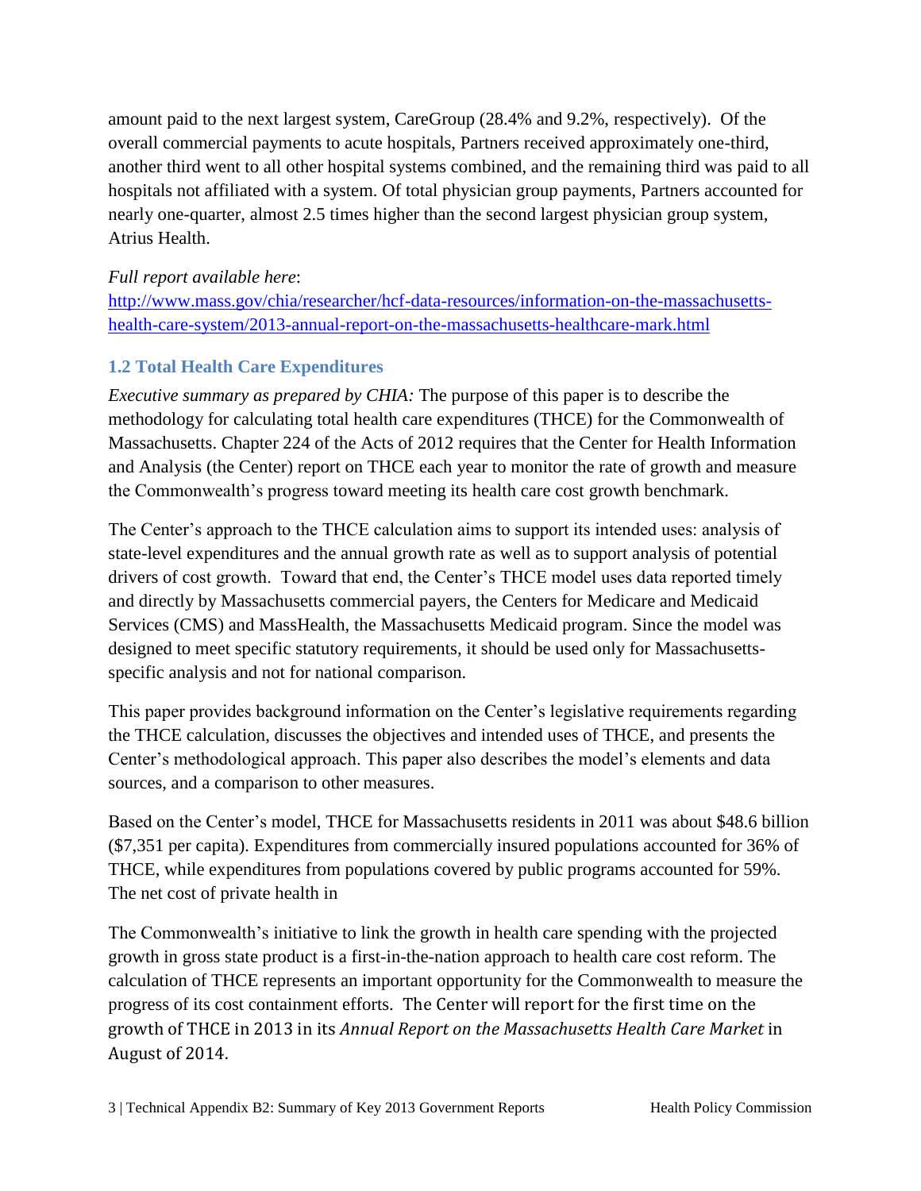amount paid to the next largest system, CareGroup (28.4% and 9.2%, respectively). Of the overall commercial payments to acute hospitals, Partners received approximately one-third, another third went to all other hospital systems combined, and the remaining third was paid to all hospitals not affiliated with a system. Of total physician group payments, Partners accounted for nearly one-quarter, almost 2.5 times higher than the second largest physician group system, Atrius Health.

*Full report available here*:
http://www.mass.gov/chia/researcher/hcf-data-resources/information-on-the-massachusetts-health-care-system/2013-annual-report-on-the-massachusetts-healthcare-mark.html

### 1.2 Total Health Care Expenditures

*Executive summary as prepared by CHIA:* The purpose of this paper is to describe the methodology for calculating total health care expenditures (THCE) for the Commonwealth of Massachusetts. Chapter 224 of the Acts of 2012 requires that the Center for Health Information and Analysis (the Center) report on THCE each year to monitor the rate of growth and measure the Commonwealth's progress toward meeting its health care cost growth benchmark.

The Center's approach to the THCE calculation aims to support its intended uses: analysis of state-level expenditures and the annual growth rate as well as to support analysis of potential drivers of cost growth. Toward that end, the Center's THCE model uses data reported timely and directly by Massachusetts commercial payers, the Centers for Medicare and Medicaid Services (CMS) and MassHealth, the Massachusetts Medicaid program. Since the model was designed to meet specific statutory requirements, it should be used only for Massachusetts-specific analysis and not for national comparison.

This paper provides background information on the Center's legislative requirements regarding the THCE calculation, discusses the objectives and intended uses of THCE, and presents the Center's methodological approach. This paper also describes the model's elements and data sources, and a comparison to other measures.

Based on the Center's model, THCE for Massachusetts residents in 2011 was about $48.6 billion ($7,351 per capita). Expenditures from commercially insured populations accounted for 36% of THCE, while expenditures from populations covered by public programs accounted for 59%. The net cost of private health in

The Commonwealth's initiative to link the growth in health care spending with the projected growth in gross state product is a first-in-the-nation approach to health care cost reform. The calculation of THCE represents an important opportunity for the Commonwealth to measure the progress of its cost containment efforts. The Center will report for the first time on the growth of THCE in 2013 in its *Annual Report on the Massachusetts Health Care Market* in August of 2014.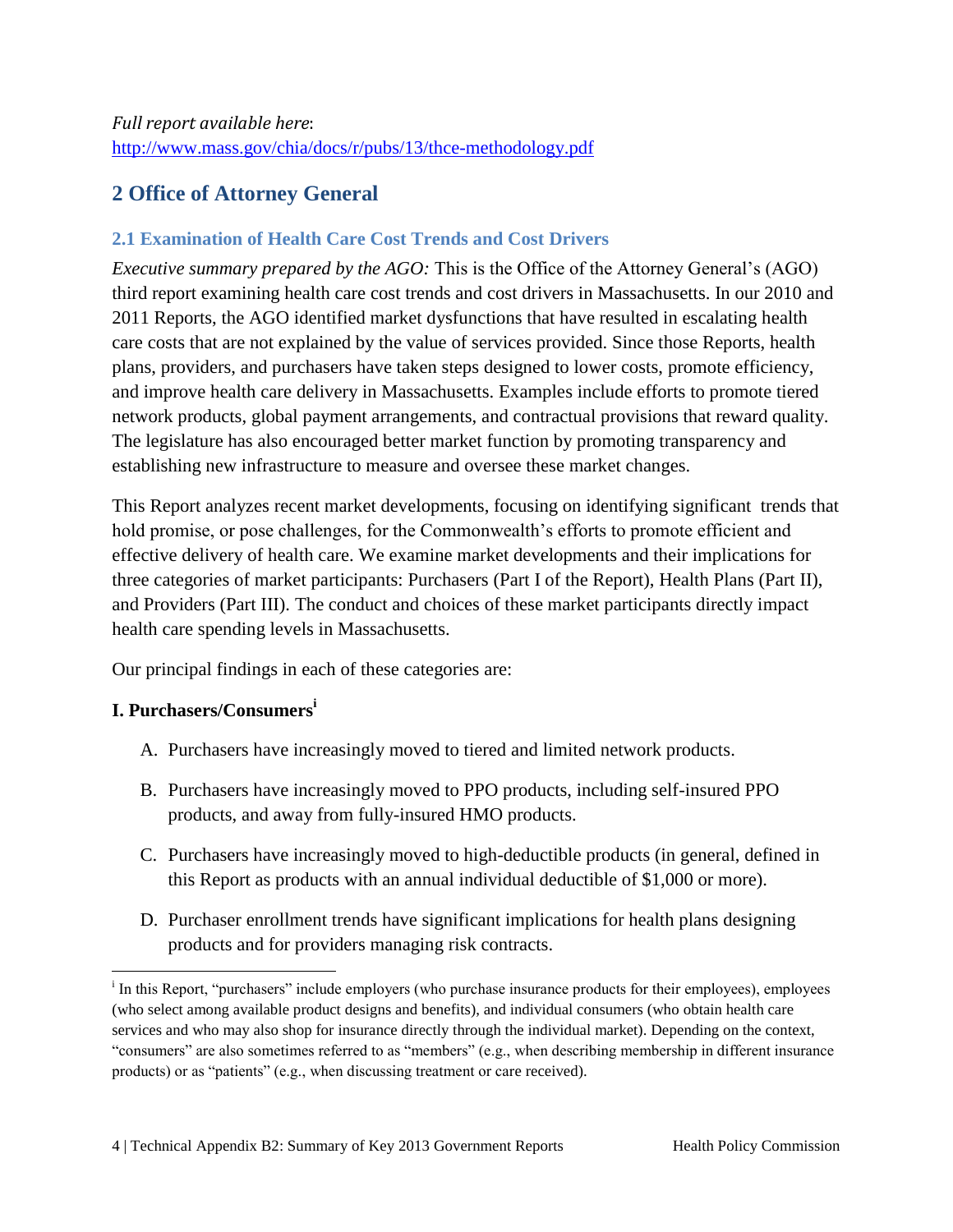*Full report available here*:
http://www.mass.gov/chia/docs/r/pubs/13/thce-methodology.pdf

## 2 Office of Attorney General

### 2.1 Examination of Health Care Cost Trends and Cost Drivers

*Executive summary prepared by the AGO:* This is the Office of the Attorney General's (AGO) third report examining health care cost trends and cost drivers in Massachusetts. In our 2010 and 2011 Reports, the AGO identified market dysfunctions that have resulted in escalating health care costs that are not explained by the value of services provided. Since those Reports, health plans, providers, and purchasers have taken steps designed to lower costs, promote efficiency, and improve health care delivery in Massachusetts. Examples include efforts to promote tiered network products, global payment arrangements, and contractual provisions that reward quality. The legislature has also encouraged better market function by promoting transparency and establishing new infrastructure to measure and oversee these market changes.

This Report analyzes recent market developments, focusing on identifying significant trends that hold promise, or pose challenges, for the Commonwealth's efforts to promote efficient and effective delivery of health care. We examine market developments and their implications for three categories of market participants: Purchasers (Part I of the Report), Health Plans (Part II), and Providers (Part III). The conduct and choices of these market participants directly impact health care spending levels in Massachusetts.

Our principal findings in each of these categories are:

**I. Purchasers/Consumers[i]**

A. Purchasers have increasingly moved to tiered and limited network products.

B. Purchasers have increasingly moved to PPO products, including self-insured PPO products, and away from fully-insured HMO products.

C. Purchasers have increasingly moved to high-deductible products (in general, defined in this Report as products with an annual individual deductible of $1,000 or more).

D. Purchaser enrollment trends have significant implications for health plans designing products and for providers managing risk contracts.

[i] In this Report, "purchasers" include employers (who purchase insurance products for their employees), employees (who select among available product designs and benefits), and individual consumers (who obtain health care services and who may also shop for insurance directly through the individual market). Depending on the context, "consumers" are also sometimes referred to as "members" (e.g., when describing membership in different insurance products) or as "patients" (e.g., when discussing treatment or care received).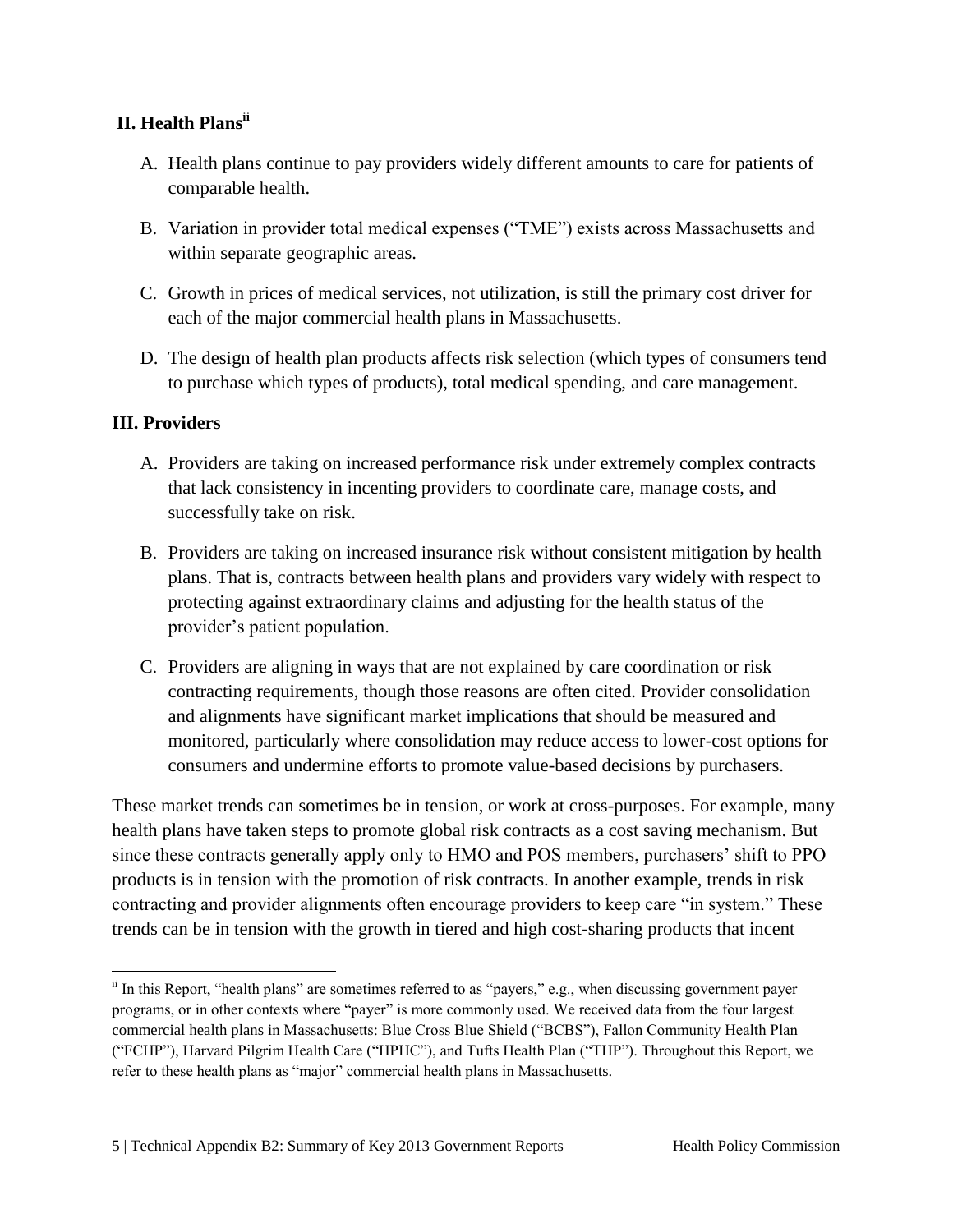## II. Health Plans[ii]

A. Health plans continue to pay providers widely different amounts to care for patients of comparable health.

B. Variation in provider total medical expenses ("TME") exists across Massachusetts and within separate geographic areas.

C. Growth in prices of medical services, not utilization, is still the primary cost driver for each of the major commercial health plans in Massachusetts.

D. The design of health plan products affects risk selection (which types of consumers tend to purchase which types of products), total medical spending, and care management.

## III. Providers

A. Providers are taking on increased performance risk under extremely complex contracts that lack consistency in incenting providers to coordinate care, manage costs, and successfully take on risk.

B. Providers are taking on increased insurance risk without consistent mitigation by health plans. That is, contracts between health plans and providers vary widely with respect to protecting against extraordinary claims and adjusting for the health status of the provider's patient population.

C. Providers are aligning in ways that are not explained by care coordination or risk contracting requirements, though those reasons are often cited. Provider consolidation and alignments have significant market implications that should be measured and monitored, particularly where consolidation may reduce access to lower-cost options for consumers and undermine efforts to promote value-based decisions by purchasers.

These market trends can sometimes be in tension, or work at cross-purposes. For example, many health plans have taken steps to promote global risk contracts as a cost saving mechanism. But since these contracts generally apply only to HMO and POS members, purchasers' shift to PPO products is in tension with the promotion of risk contracts. In another example, trends in risk contracting and provider alignments often encourage providers to keep care "in system." These trends can be in tension with the growth in tiered and high cost-sharing products that incent

[ii] In this Report, "health plans" are sometimes referred to as "payers," e.g., when discussing government payer programs, or in other contexts where "payer" is more commonly used. We received data from the four largest commercial health plans in Massachusetts: Blue Cross Blue Shield ("BCBS"), Fallon Community Health Plan ("FCHP"), Harvard Pilgrim Health Care ("HPHC"), and Tufts Health Plan ("THP"). Throughout this Report, we refer to these health plans as "major" commercial health plans in Massachusetts.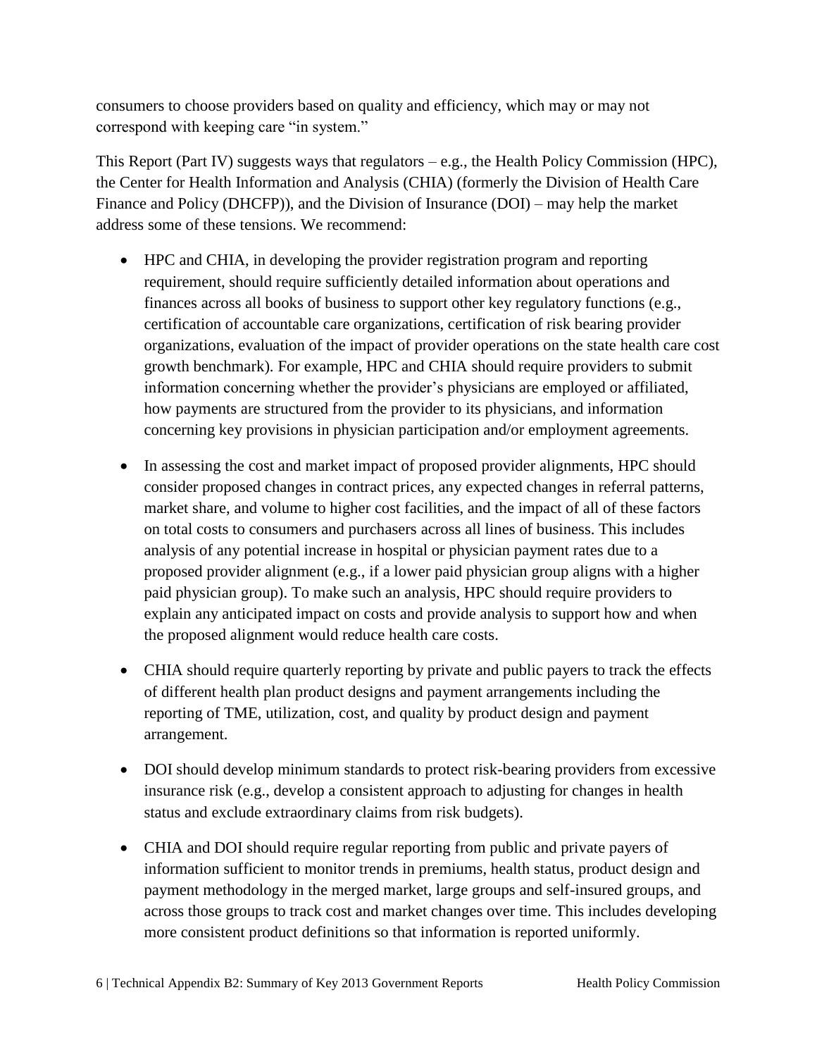consumers to choose providers based on quality and efficiency, which may or may not correspond with keeping care "in system."

This Report (Part IV) suggests ways that regulators – e.g., the Health Policy Commission (HPC), the Center for Health Information and Analysis (CHIA) (formerly the Division of Health Care Finance and Policy (DHCFP)), and the Division of Insurance (DOI) – may help the market address some of these tensions. We recommend:

- HPC and CHIA, in developing the provider registration program and reporting requirement, should require sufficiently detailed information about operations and finances across all books of business to support other key regulatory functions (e.g., certification of accountable care organizations, certification of risk bearing provider organizations, evaluation of the impact of provider operations on the state health care cost growth benchmark). For example, HPC and CHIA should require providers to submit information concerning whether the provider's physicians are employed or affiliated, how payments are structured from the provider to its physicians, and information concerning key provisions in physician participation and/or employment agreements.

- In assessing the cost and market impact of proposed provider alignments, HPC should consider proposed changes in contract prices, any expected changes in referral patterns, market share, and volume to higher cost facilities, and the impact of all of these factors on total costs to consumers and purchasers across all lines of business. This includes analysis of any potential increase in hospital or physician payment rates due to a proposed provider alignment (e.g., if a lower paid physician group aligns with a higher paid physician group). To make such an analysis, HPC should require providers to explain any anticipated impact on costs and provide analysis to support how and when the proposed alignment would reduce health care costs.

- CHIA should require quarterly reporting by private and public payers to track the effects of different health plan product designs and payment arrangements including the reporting of TME, utilization, cost, and quality by product design and payment arrangement.

- DOI should develop minimum standards to protect risk-bearing providers from excessive insurance risk (e.g., develop a consistent approach to adjusting for changes in health status and exclude extraordinary claims from risk budgets).

- CHIA and DOI should require regular reporting from public and private payers of information sufficient to monitor trends in premiums, health status, product design and payment methodology in the merged market, large groups and self-insured groups, and across those groups to track cost and market changes over time. This includes developing more consistent product definitions so that information is reported uniformly.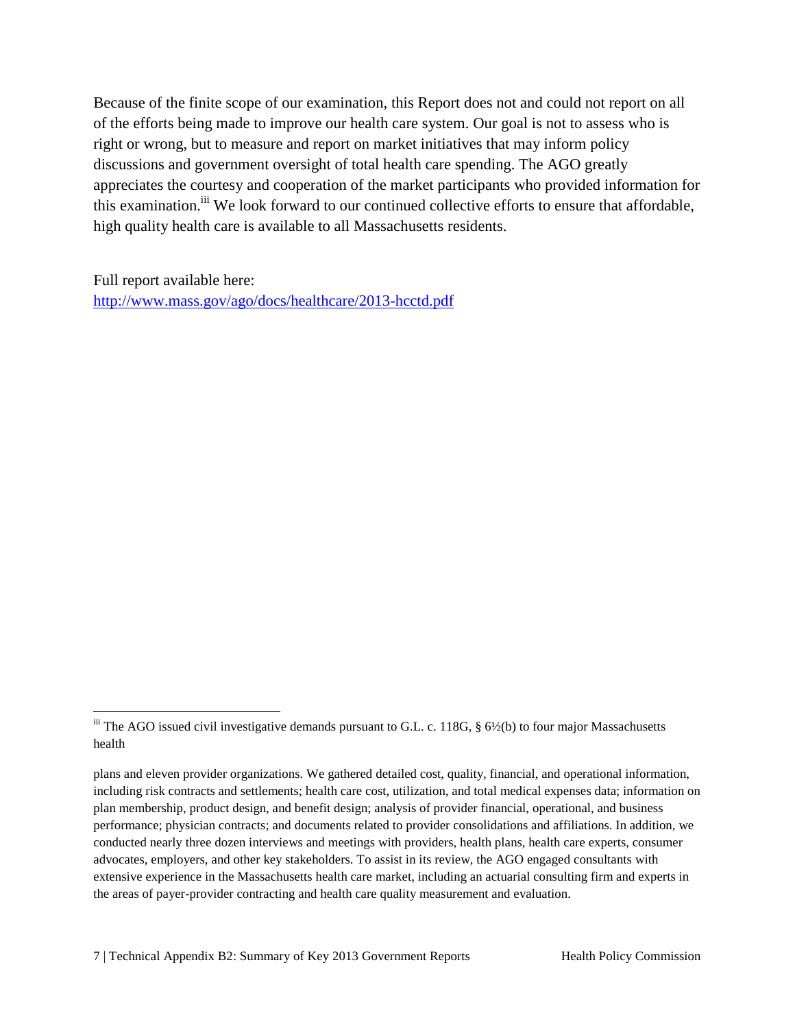Because of the finite scope of our examination, this Report does not and could not report on all of the efforts being made to improve our health care system. Our goal is not to assess who is right or wrong, but to measure and report on market initiatives that may inform policy discussions and government oversight of total health care spending. The AGO greatly appreciates the courtesy and cooperation of the market participants who provided information for this examination.[iii] We look forward to our continued collective efforts to ensure that affordable, high quality health care is available to all Massachusetts residents.

Full report available here:
http://www.mass.gov/ago/docs/healthcare/2013-hcctd.pdf

---

[iii] The AGO issued civil investigative demands pursuant to G.L. c. 118G, § 6½(b) to four major Massachusetts health

plans and eleven provider organizations. We gathered detailed cost, quality, financial, and operational information, including risk contracts and settlements; health care cost, utilization, and total medical expenses data; information on plan membership, product design, and benefit design; analysis of provider financial, operational, and business performance; physician contracts; and documents related to provider consolidations and affiliations. In addition, we conducted nearly three dozen interviews and meetings with providers, health plans, health care experts, consumer advocates, employers, and other key stakeholders. To assist in its review, the AGO engaged consultants with extensive experience in the Massachusetts health care market, including an actuarial consulting firm and experts in the areas of payer-provider contracting and health care quality measurement and evaluation.